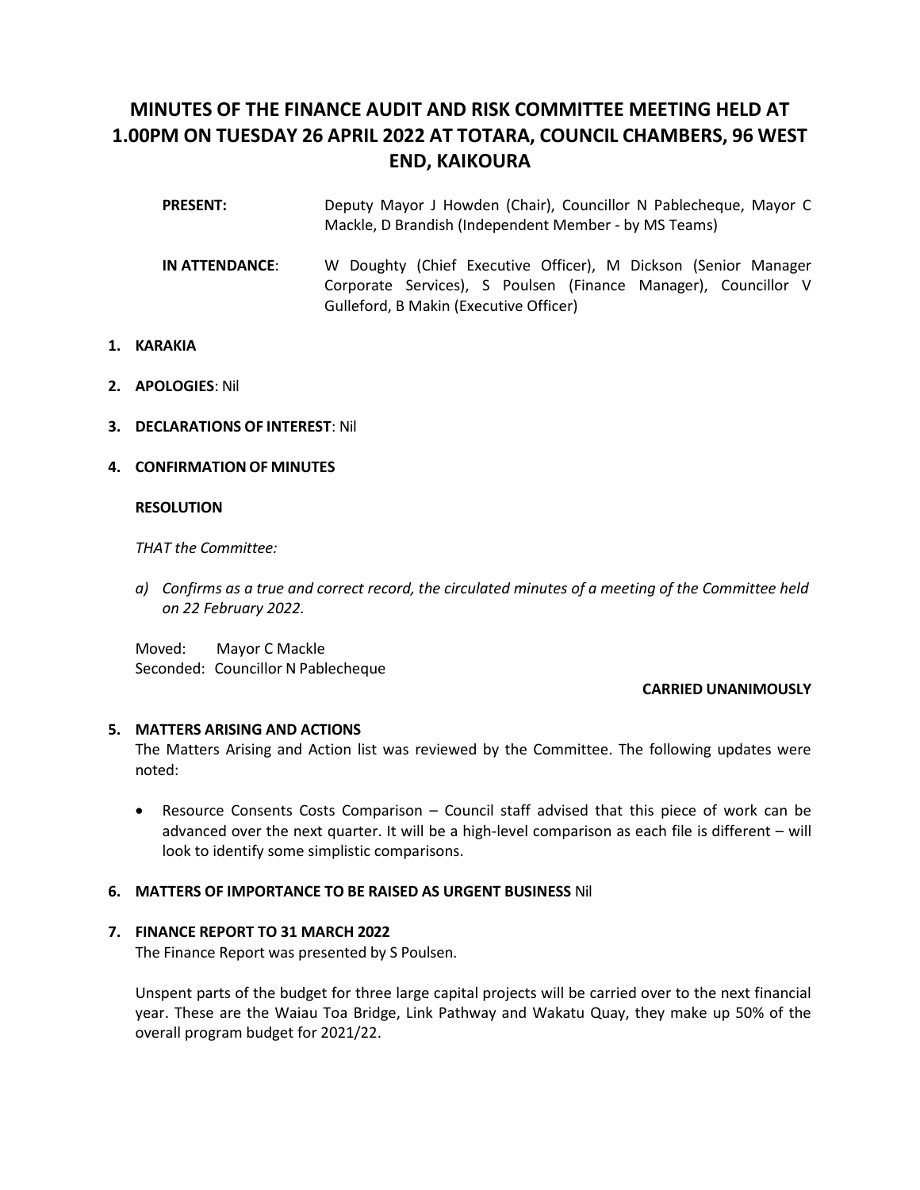# MINUTES OF THE FINANCE AUDIT AND RISK COMMITTEE MEETING HELD AT 1.00PM ON TUESDAY 26 APRIL 2022 AT TOTARA, COUNCIL CHAMBERS, 96 WEST END, KAIKOURA

**PRESENT:** Deputy Mayor J Howden (Chair), Councillor N Pablecheque, Mayor C Mackle, D Brandish (Independent Member - by MS Teams)

**IN ATTENDANCE**: W Doughty (Chief Executive Officer), M Dickson (Senior Manager Corporate Services), S Poulsen (Finance Manager), Councillor V Gulleford, B Makin (Executive Officer)

**1. KARAKIA**

**2. APOLOGIES**: Nil

**3. DECLARATIONS OF INTEREST**: Nil

**4. CONFIRMATION OF MINUTES**

**RESOLUTION**

*THAT the Committee:*

*a) Confirms as a true and correct record, the circulated minutes of a meeting of the Committee held on 22 February 2022.*

Moved: Mayor C Mackle
Seconded: Councillor N Pablecheque

**CARRIED UNANIMOUSLY**

**5. MATTERS ARISING AND ACTIONS**

The Matters Arising and Action list was reviewed by the Committee. The following updates were noted:

- Resource Consents Costs Comparison – Council staff advised that this piece of work can be advanced over the next quarter. It will be a high-level comparison as each file is different – will look to identify some simplistic comparisons.

**6. MATTERS OF IMPORTANCE TO BE RAISED AS URGENT BUSINESS** Nil

**7. FINANCE REPORT TO 31 MARCH 2022**

The Finance Report was presented by S Poulsen.

Unspent parts of the budget for three large capital projects will be carried over to the next financial year. These are the Waiau Toa Bridge, Link Pathway and Wakatu Quay, they make up 50% of the overall program budget for 2021/22.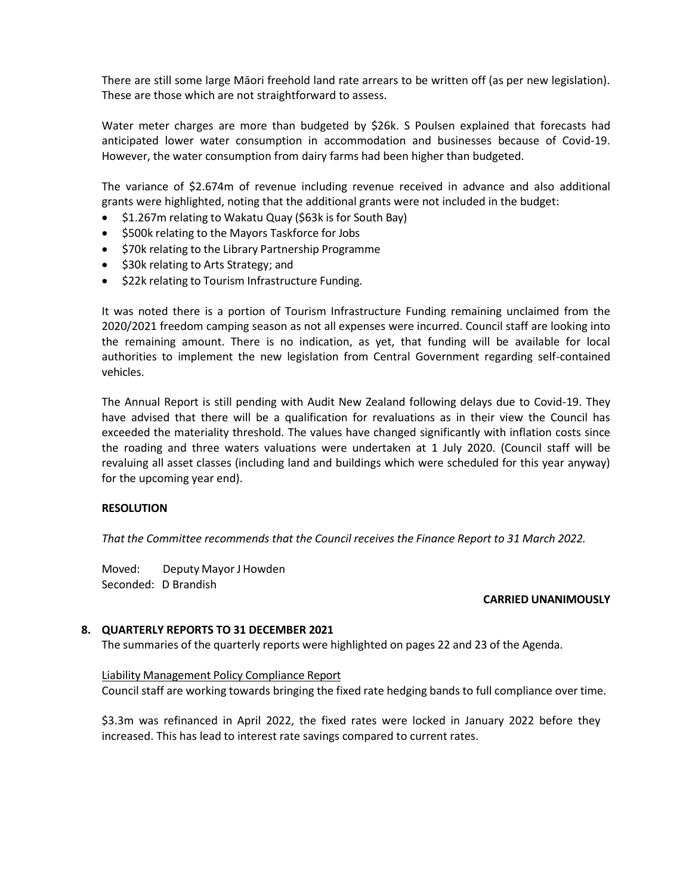There are still some large Māori freehold land rate arrears to be written off (as per new legislation). These are those which are not straightforward to assess.

Water meter charges are more than budgeted by $26k. S Poulsen explained that forecasts had anticipated lower water consumption in accommodation and businesses because of Covid-19. However, the water consumption from dairy farms had been higher than budgeted.

The variance of $2.674m of revenue including revenue received in advance and also additional grants were highlighted, noting that the additional grants were not included in the budget:

- $1.267m relating to Wakatu Quay ($63k is for South Bay)
- $500k relating to the Mayors Taskforce for Jobs
- $70k relating to the Library Partnership Programme
- $30k relating to Arts Strategy; and
- $22k relating to Tourism Infrastructure Funding.

It was noted there is a portion of Tourism Infrastructure Funding remaining unclaimed from the 2020/2021 freedom camping season as not all expenses were incurred. Council staff are looking into the remaining amount. There is no indication, as yet, that funding will be available for local authorities to implement the new legislation from Central Government regarding self-contained vehicles.

The Annual Report is still pending with Audit New Zealand following delays due to Covid-19. They have advised that there will be a qualification for revaluations as in their view the Council has exceeded the materiality threshold. The values have changed significantly with inflation costs since the roading and three waters valuations were undertaken at 1 July 2020. (Council staff will be revaluing all asset classes (including land and buildings which were scheduled for this year anyway) for the upcoming year end).

**RESOLUTION**

*That the Committee recommends that the Council receives the Finance Report to 31 March 2022.*

Moved: Deputy Mayor J Howden
Seconded: D Brandish

**CARRIED UNANIMOUSLY**

## 8. QUARTERLY REPORTS TO 31 DECEMBER 2021

The summaries of the quarterly reports were highlighted on pages 22 and 23 of the Agenda.

Liability Management Policy Compliance Report

Council staff are working towards bringing the fixed rate hedging bands to full compliance over time.

$3.3m was refinanced in April 2022, the fixed rates were locked in January 2022 before they increased. This has lead to interest rate savings compared to current rates.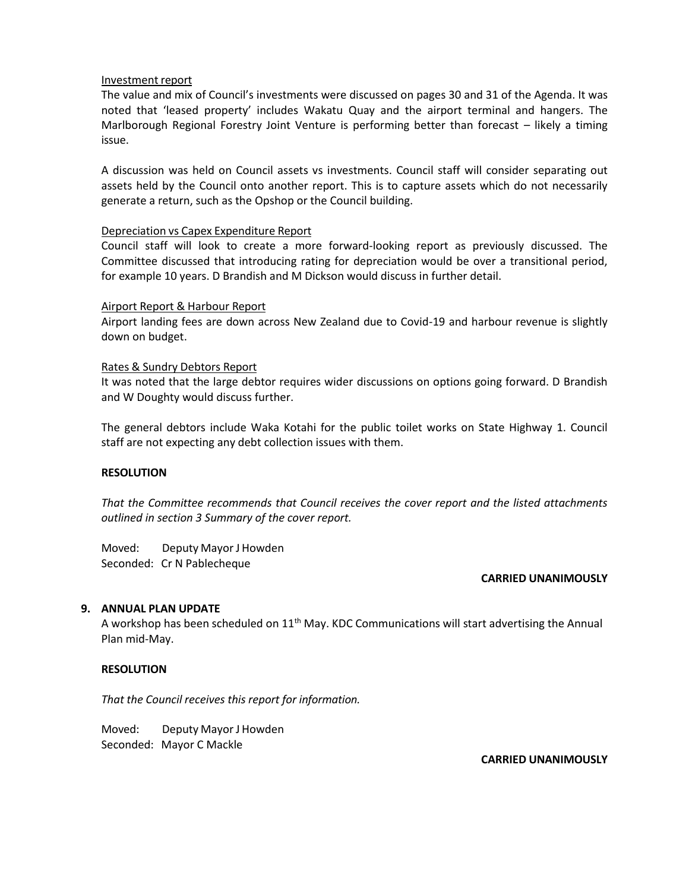Investment report

The value and mix of Council's investments were discussed on pages 30 and 31 of the Agenda. It was noted that 'leased property' includes Wakatu Quay and the airport terminal and hangers. The Marlborough Regional Forestry Joint Venture is performing better than forecast – likely a timing issue.

A discussion was held on Council assets vs investments. Council staff will consider separating out assets held by the Council onto another report. This is to capture assets which do not necessarily generate a return, such as the Opshop or the Council building.

Depreciation vs Capex Expenditure Report

Council staff will look to create a more forward-looking report as previously discussed. The Committee discussed that introducing rating for depreciation would be over a transitional period, for example 10 years. D Brandish and M Dickson would discuss in further detail.

Airport Report & Harbour Report

Airport landing fees are down across New Zealand due to Covid-19 and harbour revenue is slightly down on budget.

Rates & Sundry Debtors Report

It was noted that the large debtor requires wider discussions on options going forward. D Brandish and W Doughty would discuss further.

The general debtors include Waka Kotahi for the public toilet works on State Highway 1. Council staff are not expecting any debt collection issues with them.

**RESOLUTION**

*That the Committee recommends that Council receives the cover report and the listed attachments outlined in section 3 Summary of the cover report.*

Moved: Deputy Mayor J Howden
Seconded: Cr N Pablecheque

**CARRIED UNANIMOUSLY**

## 9. ANNUAL PLAN UPDATE

A workshop has been scheduled on 11th May. KDC Communications will start advertising the Annual Plan mid-May.

**RESOLUTION**

*That the Council receives this report for information.*

Moved: Deputy Mayor J Howden
Seconded: Mayor C Mackle

**CARRIED UNANIMOUSLY**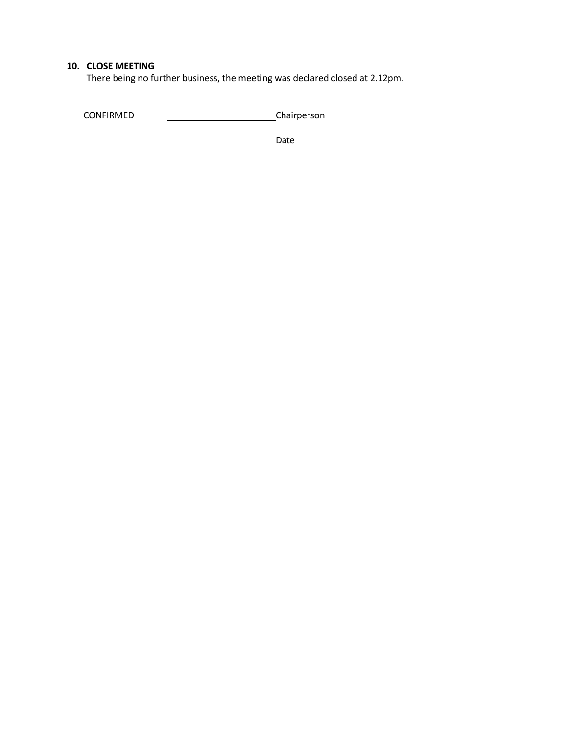**10. CLOSE MEETING**

There being no further business, the meeting was declared closed at 2.12pm.

CONFIRMED \_\_\_\_\_\_\_\_\_\_\_\_\_\_\_\_\_\_\_\_\_\_\_\_ Chairperson

\_\_\_\_\_\_\_\_\_\_\_\_\_\_\_\_\_\_\_\_\_\_\_\_ Date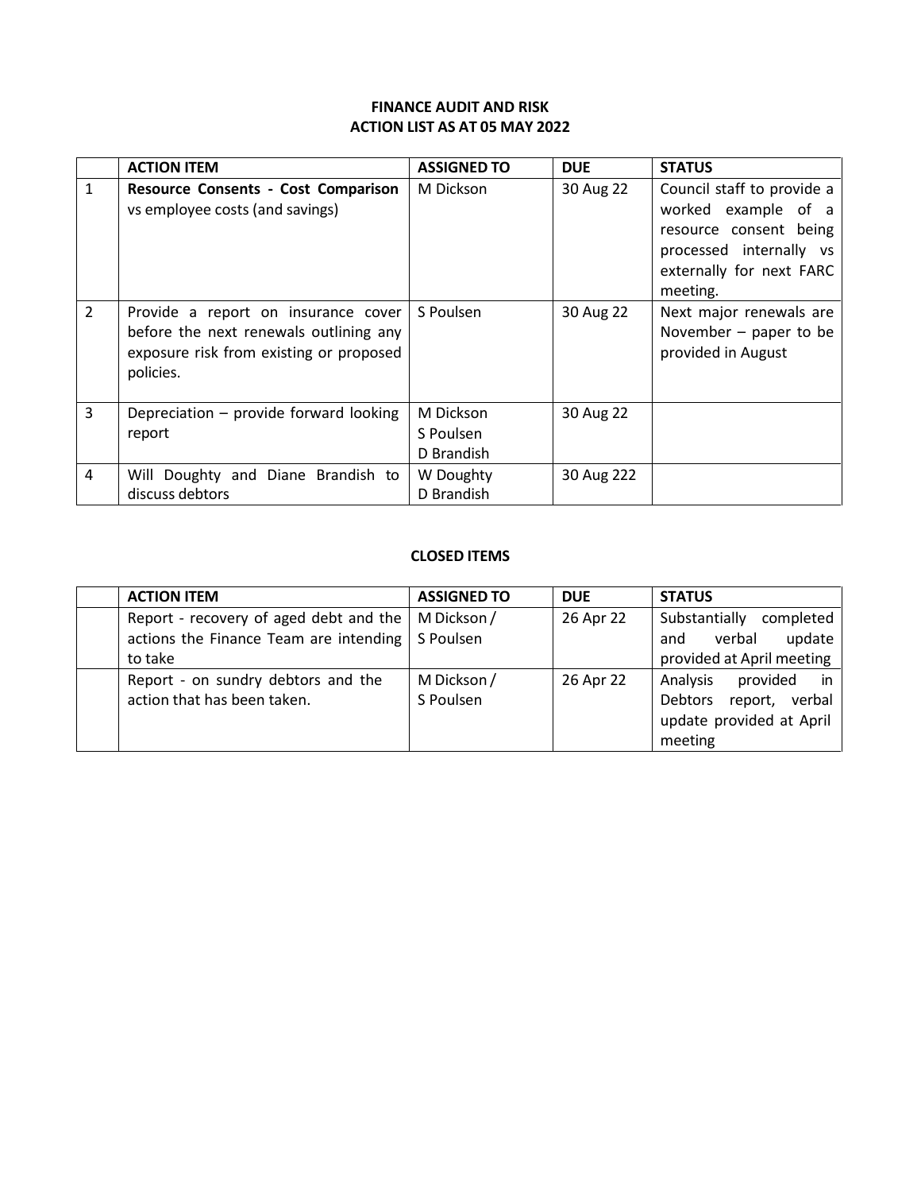**FINANCE AUDIT AND RISK**
**ACTION LIST AS AT 05 MAY 2022**

| | ACTION ITEM | ASSIGNED TO | DUE | STATUS |
|---|---|---|---|---|
| 1 | **Resource Consents - Cost Comparison** vs employee costs (and savings) | M Dickson | 30 Aug 22 | Council staff to provide a worked example of a resource consent being processed internally vs externally for next FARC meeting. |
| 2 | Provide a report on insurance cover before the next renewals outlining any exposure risk from existing or proposed policies. | S Poulsen | 30 Aug 22 | Next major renewals are November – paper to be provided in August |
| 3 | Depreciation – provide forward looking report | M Dickson<br>S Poulsen<br>D Brandish | 30 Aug 22 | |
| 4 | Will Doughty and Diane Brandish to discuss debtors | W Doughty<br>D Brandish | 30 Aug 222 | |

**CLOSED ITEMS**

| | ACTION ITEM | ASSIGNED TO | DUE | STATUS |
|---|---|---|---|---|
| | Report - recovery of aged debt and the actions the Finance Team are intending to take | M Dickson / S Poulsen | 26 Apr 22 | Substantially completed and verbal update provided at April meeting |
| | Report - on sundry debtors and the action that has been taken. | M Dickson / S Poulsen | 26 Apr 22 | Analysis provided in Debtors report, verbal update provided at April meeting |